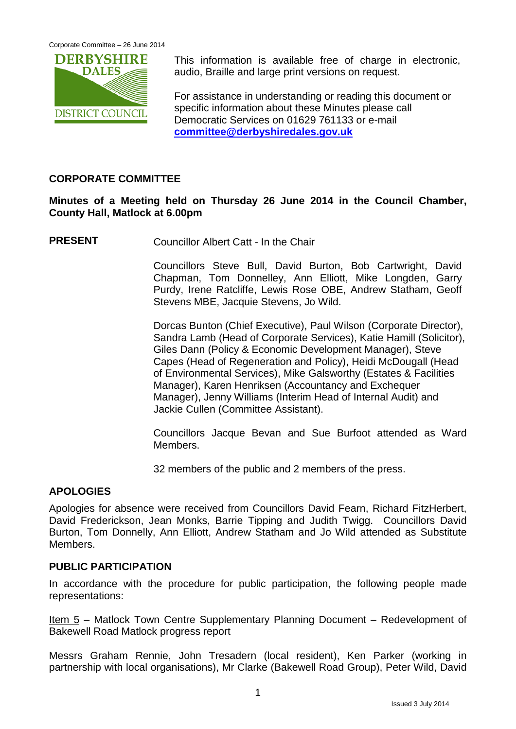This information is available free of charge in electronic, audio, Braille and large print versions on request.

For assistance in understanding or reading this document or specific information about these Minutes please call Democratic Services on 01629 761133 or e-mail **committee@derbyshiredales.gov.uk**

## CORPORATE COMMITTEE

**Minutes of a Meeting held on Thursday 26 June 2014 in the Council Chamber, County Hall, Matlock at 6.00pm**

**PRESENT**

Councillor Albert Catt - In the Chair

Councillors Steve Bull, David Burton, Bob Cartwright, David Chapman, Tom Donnelley, Ann Elliott, Mike Longden, Garry Purdy, Irene Ratcliffe, Lewis Rose OBE, Andrew Statham, Geoff Stevens MBE, Jacquie Stevens, Jo Wild.

Dorcas Bunton (Chief Executive), Paul Wilson (Corporate Director), Sandra Lamb (Head of Corporate Services), Katie Hamill (Solicitor), Giles Dann (Policy & Economic Development Manager), Steve Capes (Head of Regeneration and Policy), Heidi McDougall (Head of Environmental Services), Mike Galsworthy (Estates & Facilities Manager), Karen Henriksen (Accountancy and Exchequer Manager), Jenny Williams (Interim Head of Internal Audit) and Jackie Cullen (Committee Assistant).

Councillors Jacque Bevan and Sue Burfoot attended as Ward Members.

32 members of the public and 2 members of the press.

### APOLOGIES

Apologies for absence were received from Councillors David Fearn, Richard FitzHerbert, David Frederickson, Jean Monks, Barrie Tipping and Judith Twigg. Councillors David Burton, Tom Donnelly, Ann Elliott, Andrew Statham and Jo Wild attended as Substitute Members.

### PUBLIC PARTICIPATION

In accordance with the procedure for public participation, the following people made representations:

Item 5 – Matlock Town Centre Supplementary Planning Document – Redevelopment of Bakewell Road Matlock progress report

Messrs Graham Rennie, John Tresadern (local resident), Ken Parker (working in partnership with local organisations), Mr Clarke (Bakewell Road Group), Peter Wild, David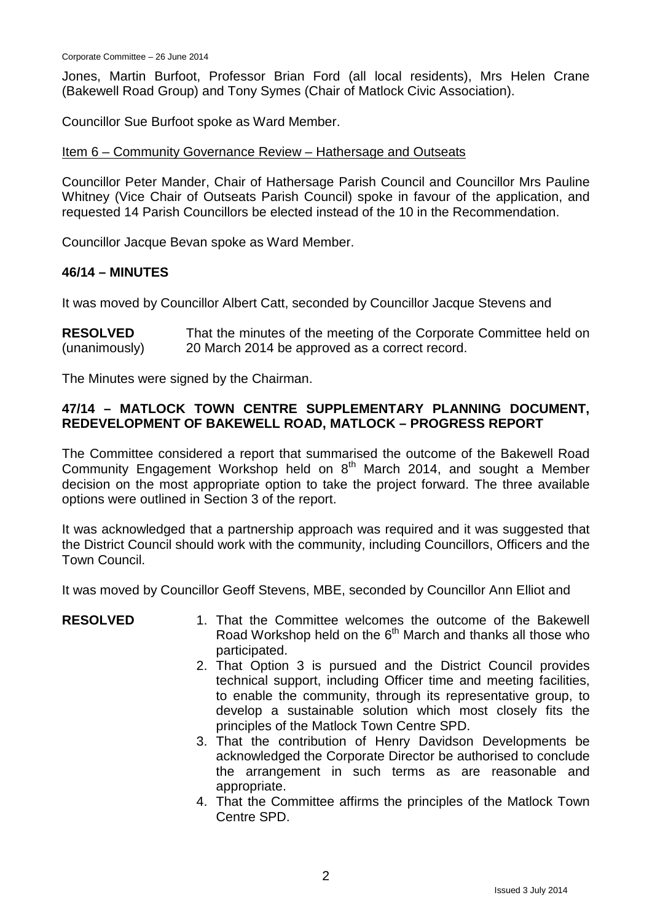Jones, Martin Burfoot, Professor Brian Ford (all local residents), Mrs Helen Crane (Bakewell Road Group) and Tony Symes (Chair of Matlock Civic Association).

Councillor Sue Burfoot spoke as Ward Member.

Item 6 – Community Governance Review – Hathersage and Outseats

Councillor Peter Mander, Chair of Hathersage Parish Council and Councillor Mrs Pauline Whitney (Vice Chair of Outseats Parish Council) spoke in favour of the application, and requested 14 Parish Councillors be elected instead of the 10 in the Recommendation.

Councillor Jacque Bevan spoke as Ward Member.

## 46/14 – MINUTES

It was moved by Councillor Albert Catt, seconded by Councillor Jacque Stevens and

**RESOLVED** (unanimously) That the minutes of the meeting of the Corporate Committee held on 20 March 2014 be approved as a correct record.

The Minutes were signed by the Chairman.

## 47/14 – MATLOCK TOWN CENTRE SUPPLEMENTARY PLANNING DOCUMENT, REDEVELOPMENT OF BAKEWELL ROAD, MATLOCK – PROGRESS REPORT

The Committee considered a report that summarised the outcome of the Bakewell Road Community Engagement Workshop held on 8th March 2014, and sought a Member decision on the most appropriate option to take the project forward. The three available options were outlined in Section 3 of the report.

It was acknowledged that a partnership approach was required and it was suggested that the District Council should work with the community, including Councillors, Officers and the Town Council.

It was moved by Councillor Geoff Stevens, MBE, seconded by Councillor Ann Elliot and

**RESOLVED**

1. That the Committee welcomes the outcome of the Bakewell Road Workshop held on the 6th March and thanks all those who participated.
2. That Option 3 is pursued and the District Council provides technical support, including Officer time and meeting facilities, to enable the community, through its representative group, to develop a sustainable solution which most closely fits the principles of the Matlock Town Centre SPD.
3. That the contribution of Henry Davidson Developments be acknowledged the Corporate Director be authorised to conclude the arrangement in such terms as are reasonable and appropriate.
4. That the Committee affirms the principles of the Matlock Town Centre SPD.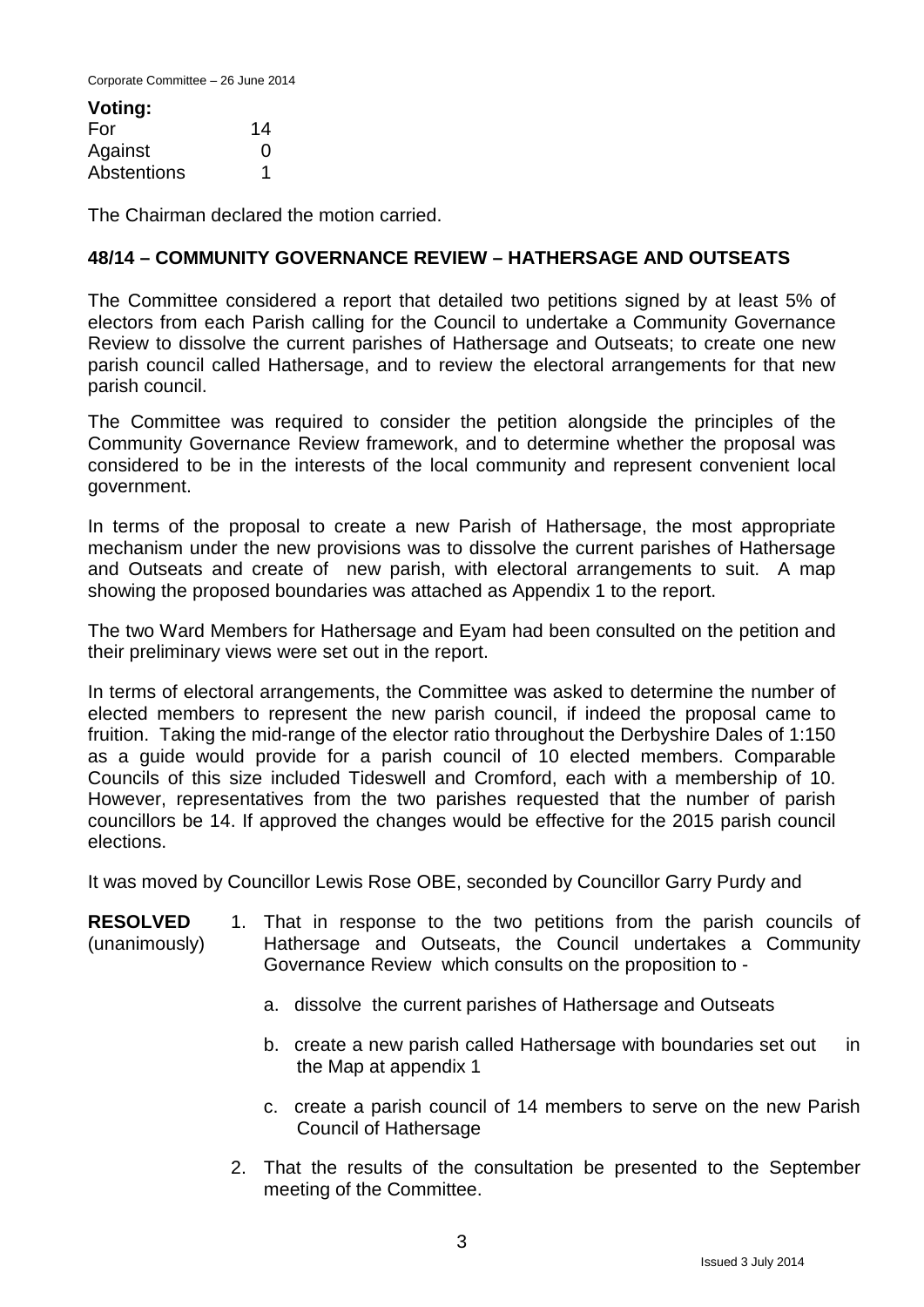**Voting:**

| | |
|---|---|
| For | 14 |
| Against | 0 |
| Abstentions | 1 |

The Chairman declared the motion carried.

## 48/14 – COMMUNITY GOVERNANCE REVIEW – HATHERSAGE AND OUTSEATS

The Committee considered a report that detailed two petitions signed by at least 5% of electors from each Parish calling for the Council to undertake a Community Governance Review to dissolve the current parishes of Hathersage and Outseats; to create one new parish council called Hathersage, and to review the electoral arrangements for that new parish council.

The Committee was required to consider the petition alongside the principles of the Community Governance Review framework, and to determine whether the proposal was considered to be in the interests of the local community and represent convenient local government.

In terms of the proposal to create a new Parish of Hathersage, the most appropriate mechanism under the new provisions was to dissolve the current parishes of Hathersage and Outseats and create of new parish, with electoral arrangements to suit. A map showing the proposed boundaries was attached as Appendix 1 to the report.

The two Ward Members for Hathersage and Eyam had been consulted on the petition and their preliminary views were set out in the report.

In terms of electoral arrangements, the Committee was asked to determine the number of elected members to represent the new parish council, if indeed the proposal came to fruition. Taking the mid-range of the elector ratio throughout the Derbyshire Dales of 1:150 as a guide would provide for a parish council of 10 elected members. Comparable Councils of this size included Tideswell and Cromford, each with a membership of 10. However, representatives from the two parishes requested that the number of parish councillors be 14. If approved the changes would be effective for the 2015 parish council elections.

It was moved by Councillor Lewis Rose OBE, seconded by Councillor Garry Purdy and

**RESOLVED** (unanimously)

1. That in response to the two petitions from the parish councils of Hathersage and Outseats, the Council undertakes a Community Governance Review which consults on the proposition to -
    a. dissolve the current parishes of Hathersage and Outseats
    b. create a new parish called Hathersage with boundaries set out in the Map at appendix 1
    c. create a parish council of 14 members to serve on the new Parish Council of Hathersage
2. That the results of the consultation be presented to the September meeting of the Committee.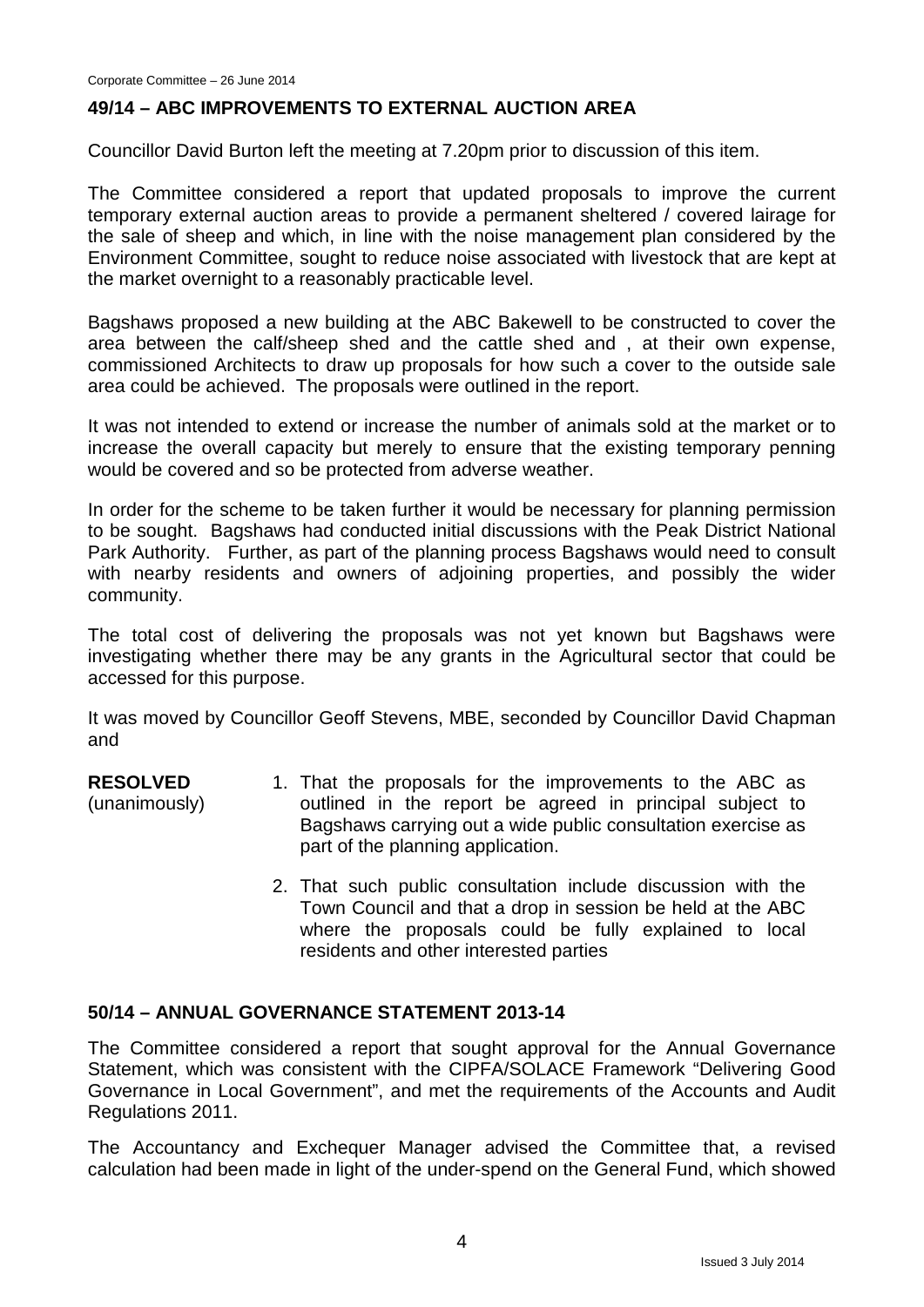## 49/14 – ABC IMPROVEMENTS TO EXTERNAL AUCTION AREA

Councillor David Burton left the meeting at 7.20pm prior to discussion of this item.

The Committee considered a report that updated proposals to improve the current temporary external auction areas to provide a permanent sheltered / covered lairage for the sale of sheep and which, in line with the noise management plan considered by the Environment Committee, sought to reduce noise associated with livestock that are kept at the market overnight to a reasonably practicable level.

Bagshaws proposed a new building at the ABC Bakewell to be constructed to cover the area between the calf/sheep shed and the cattle shed and , at their own expense, commissioned Architects to draw up proposals for how such a cover to the outside sale area could be achieved. The proposals were outlined in the report.

It was not intended to extend or increase the number of animals sold at the market or to increase the overall capacity but merely to ensure that the existing temporary penning would be covered and so be protected from adverse weather.

In order for the scheme to be taken further it would be necessary for planning permission to be sought. Bagshaws had conducted initial discussions with the Peak District National Park Authority. Further, as part of the planning process Bagshaws would need to consult with nearby residents and owners of adjoining properties, and possibly the wider community.

The total cost of delivering the proposals was not yet known but Bagshaws were investigating whether there may be any grants in the Agricultural sector that could be accessed for this purpose.

It was moved by Councillor Geoff Stevens, MBE, seconded by Councillor David Chapman and

**RESOLVED** (unanimously)

1. That the proposals for the improvements to the ABC as outlined in the report be agreed in principal subject to Bagshaws carrying out a wide public consultation exercise as part of the planning application.
2. That such public consultation include discussion with the Town Council and that a drop in session be held at the ABC where the proposals could be fully explained to local residents and other interested parties

## 50/14 – ANNUAL GOVERNANCE STATEMENT 2013-14

The Committee considered a report that sought approval for the Annual Governance Statement, which was consistent with the CIPFA/SOLACE Framework "Delivering Good Governance in Local Government", and met the requirements of the Accounts and Audit Regulations 2011.

The Accountancy and Exchequer Manager advised the Committee that, a revised calculation had been made in light of the under-spend on the General Fund, which showed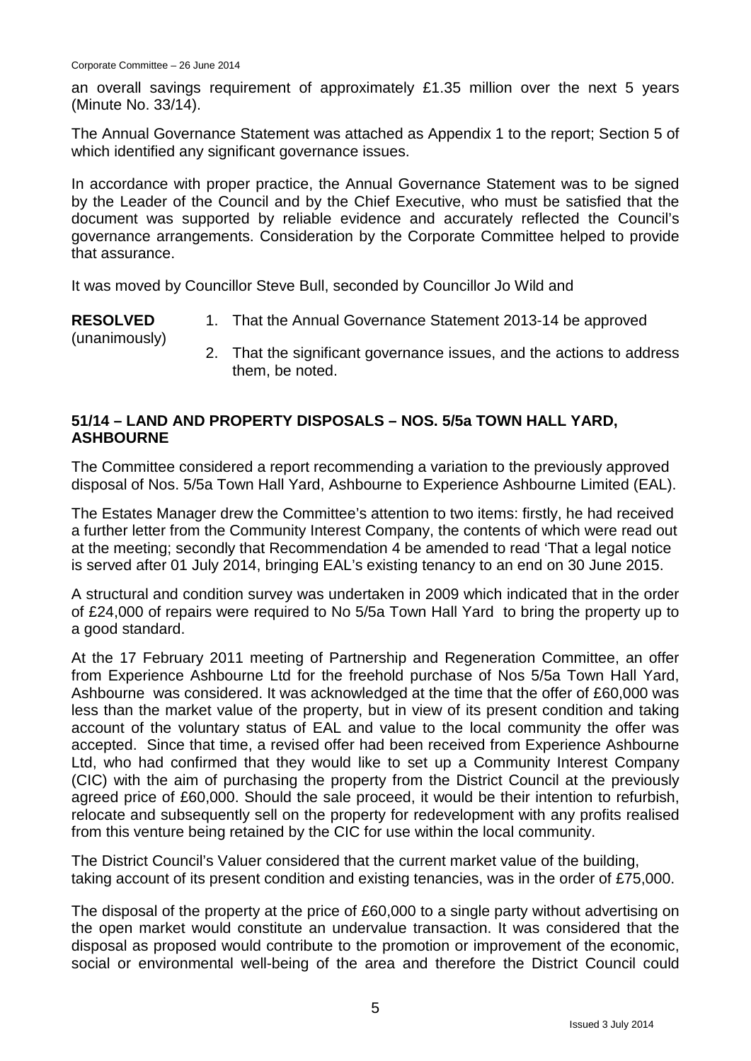an overall savings requirement of approximately £1.35 million over the next 5 years (Minute No. 33/14).

The Annual Governance Statement was attached as Appendix 1 to the report; Section 5 of which identified any significant governance issues.

In accordance with proper practice, the Annual Governance Statement was to be signed by the Leader of the Council and by the Chief Executive, who must be satisfied that the document was supported by reliable evidence and accurately reflected the Council's governance arrangements. Consideration by the Corporate Committee helped to provide that assurance.

It was moved by Councillor Steve Bull, seconded by Councillor Jo Wild and

**RESOLVED** (unanimously)

1. That the Annual Governance Statement 2013-14 be approved
2. That the significant governance issues, and the actions to address them, be noted.

## 51/14 – LAND AND PROPERTY DISPOSALS – NOS. 5/5a TOWN HALL YARD, ASHBOURNE

The Committee considered a report recommending a variation to the previously approved disposal of Nos. 5/5a Town Hall Yard, Ashbourne to Experience Ashbourne Limited (EAL).

The Estates Manager drew the Committee's attention to two items: firstly, he had received a further letter from the Community Interest Company, the contents of which were read out at the meeting; secondly that Recommendation 4 be amended to read 'That a legal notice is served after 01 July 2014, bringing EAL's existing tenancy to an end on 30 June 2015.

A structural and condition survey was undertaken in 2009 which indicated that in the order of £24,000 of repairs were required to No 5/5a Town Hall Yard to bring the property up to a good standard.

At the 17 February 2011 meeting of Partnership and Regeneration Committee, an offer from Experience Ashbourne Ltd for the freehold purchase of Nos 5/5a Town Hall Yard, Ashbourne was considered. It was acknowledged at the time that the offer of £60,000 was less than the market value of the property, but in view of its present condition and taking account of the voluntary status of EAL and value to the local community the offer was accepted. Since that time, a revised offer had been received from Experience Ashbourne Ltd, who had confirmed that they would like to set up a Community Interest Company (CIC) with the aim of purchasing the property from the District Council at the previously agreed price of £60,000. Should the sale proceed, it would be their intention to refurbish, relocate and subsequently sell on the property for redevelopment with any profits realised from this venture being retained by the CIC for use within the local community.

The District Council's Valuer considered that the current market value of the building, taking account of its present condition and existing tenancies, was in the order of £75,000.

The disposal of the property at the price of £60,000 to a single party without advertising on the open market would constitute an undervalue transaction. It was considered that the disposal as proposed would contribute to the promotion or improvement of the economic, social or environmental well-being of the area and therefore the District Council could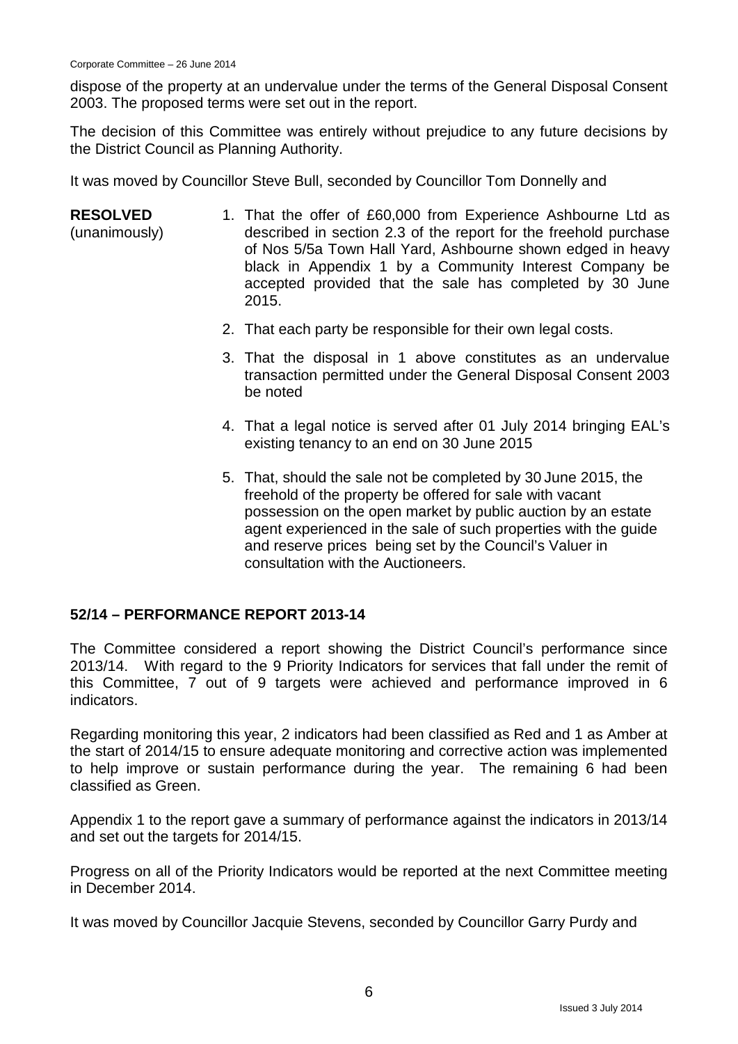dispose of the property at an undervalue under the terms of the General Disposal Consent 2003. The proposed terms were set out in the report.

The decision of this Committee was entirely without prejudice to any future decisions by the District Council as Planning Authority.

It was moved by Councillor Steve Bull, seconded by Councillor Tom Donnelly and

**RESOLVED** (unanimously)

1. That the offer of £60,000 from Experience Ashbourne Ltd as described in section 2.3 of the report for the freehold purchase of Nos 5/5a Town Hall Yard, Ashbourne shown edged in heavy black in Appendix 1 by a Community Interest Company be accepted provided that the sale has completed by 30 June 2015.
2. That each party be responsible for their own legal costs.
3. That the disposal in 1 above constitutes as an undervalue transaction permitted under the General Disposal Consent 2003 be noted
4. That a legal notice is served after 01 July 2014 bringing EAL's existing tenancy to an end on 30 June 2015
5. That, should the sale not be completed by 30 June 2015, the freehold of the property be offered for sale with vacant possession on the open market by public auction by an estate agent experienced in the sale of such properties with the guide and reserve prices being set by the Council's Valuer in consultation with the Auctioneers.

## 52/14 – PERFORMANCE REPORT 2013-14

The Committee considered a report showing the District Council's performance since 2013/14. With regard to the 9 Priority Indicators for services that fall under the remit of this Committee, 7 out of 9 targets were achieved and performance improved in 6 indicators.

Regarding monitoring this year, 2 indicators had been classified as Red and 1 as Amber at the start of 2014/15 to ensure adequate monitoring and corrective action was implemented to help improve or sustain performance during the year. The remaining 6 had been classified as Green.

Appendix 1 to the report gave a summary of performance against the indicators in 2013/14 and set out the targets for 2014/15.

Progress on all of the Priority Indicators would be reported at the next Committee meeting in December 2014.

It was moved by Councillor Jacquie Stevens, seconded by Councillor Garry Purdy and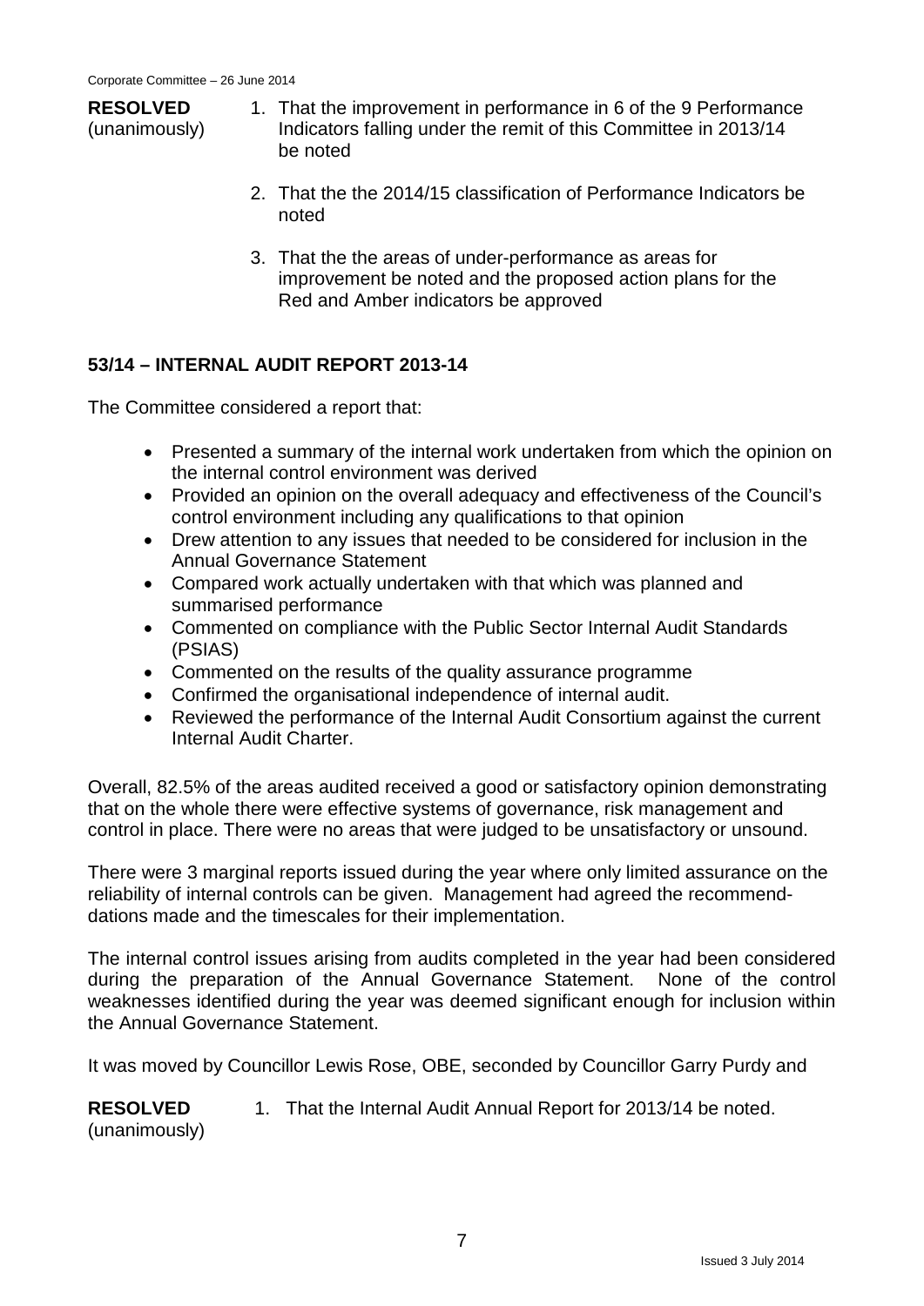**RESOLVED** (unanimously)

1. That the improvement in performance in 6 of the 9 Performance Indicators falling under the remit of this Committee in 2013/14 be noted
2. That the the 2014/15 classification of Performance Indicators be noted
3. That the the areas of under-performance as areas for improvement be noted and the proposed action plans for the Red and Amber indicators be approved

## 53/14 – INTERNAL AUDIT REPORT 2013-14

The Committee considered a report that:

- Presented a summary of the internal work undertaken from which the opinion on the internal control environment was derived
- Provided an opinion on the overall adequacy and effectiveness of the Council's control environment including any qualifications to that opinion
- Drew attention to any issues that needed to be considered for inclusion in the Annual Governance Statement
- Compared work actually undertaken with that which was planned and summarised performance
- Commented on compliance with the Public Sector Internal Audit Standards (PSIAS)
- Commented on the results of the quality assurance programme
- Confirmed the organisational independence of internal audit.
- Reviewed the performance of the Internal Audit Consortium against the current Internal Audit Charter.

Overall, 82.5% of the areas audited received a good or satisfactory opinion demonstrating that on the whole there were effective systems of governance, risk management and control in place. There were no areas that were judged to be unsatisfactory or unsound.

There were 3 marginal reports issued during the year where only limited assurance on the reliability of internal controls can be given. Management had agreed the recommend-dations made and the timescales for their implementation.

The internal control issues arising from audits completed in the year had been considered during the preparation of the Annual Governance Statement. None of the control weaknesses identified during the year was deemed significant enough for inclusion within the Annual Governance Statement.

It was moved by Councillor Lewis Rose, OBE, seconded by Councillor Garry Purdy and

**RESOLVED** (unanimously)

1. That the Internal Audit Annual Report for 2013/14 be noted.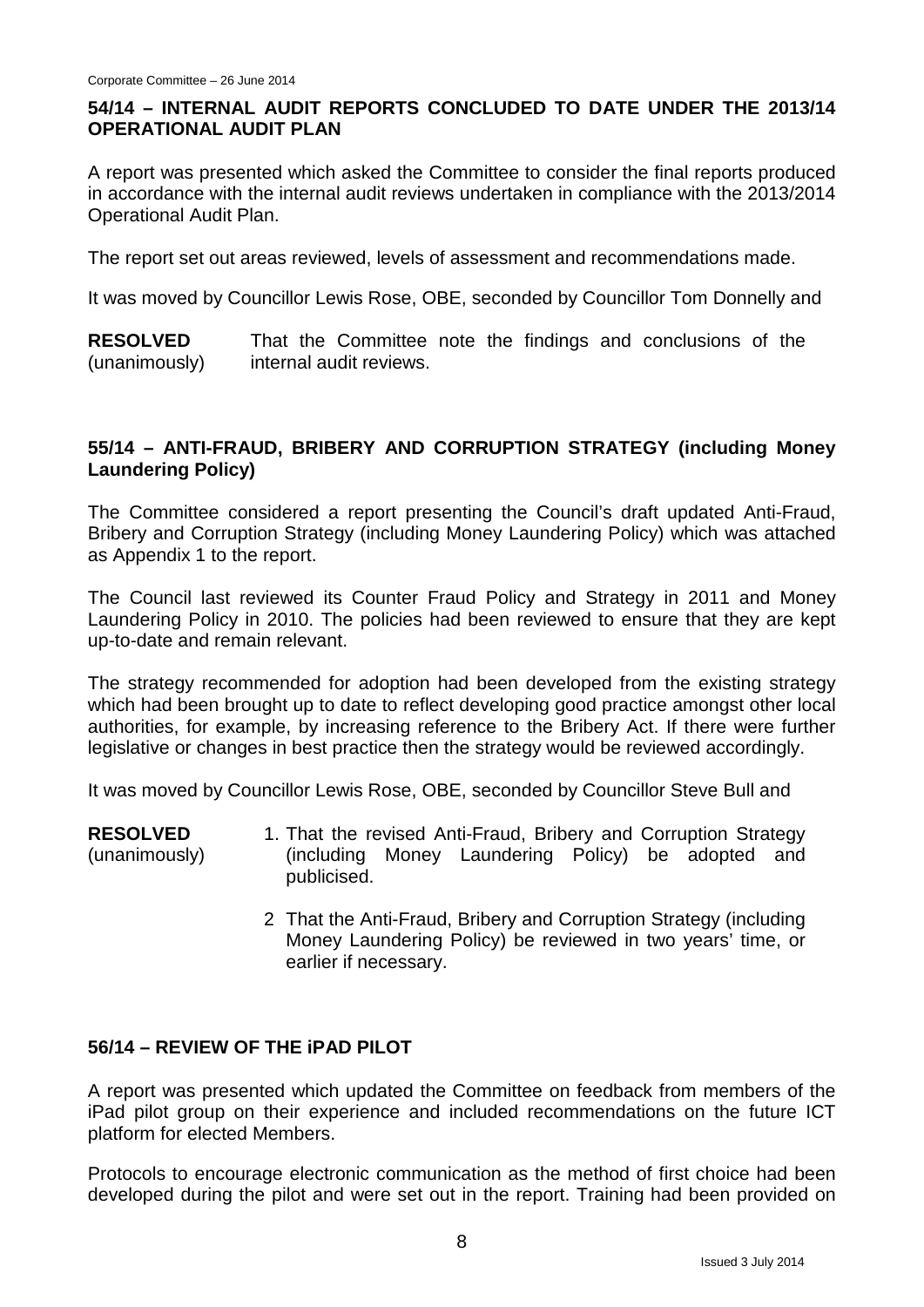## 54/14 – INTERNAL AUDIT REPORTS CONCLUDED TO DATE UNDER THE 2013/14 OPERATIONAL AUDIT PLAN

A report was presented which asked the Committee to consider the final reports produced in accordance with the internal audit reviews undertaken in compliance with the 2013/2014 Operational Audit Plan.

The report set out areas reviewed, levels of assessment and recommendations made.

It was moved by Councillor Lewis Rose, OBE, seconded by Councillor Tom Donnelly and

**RESOLVED** (unanimously) That the Committee note the findings and conclusions of the internal audit reviews.

## 55/14 – ANTI-FRAUD, BRIBERY AND CORRUPTION STRATEGY (including Money Laundering Policy)

The Committee considered a report presenting the Council's draft updated Anti-Fraud, Bribery and Corruption Strategy (including Money Laundering Policy) which was attached as Appendix 1 to the report.

The Council last reviewed its Counter Fraud Policy and Strategy in 2011 and Money Laundering Policy in 2010. The policies had been reviewed to ensure that they are kept up-to-date and remain relevant.

The strategy recommended for adoption had been developed from the existing strategy which had been brought up to date to reflect developing good practice amongst other local authorities, for example, by increasing reference to the Bribery Act. If there were further legislative or changes in best practice then the strategy would be reviewed accordingly.

It was moved by Councillor Lewis Rose, OBE, seconded by Councillor Steve Bull and

**RESOLVED** (unanimously)

1. That the revised Anti-Fraud, Bribery and Corruption Strategy (including Money Laundering Policy) be adopted and publicised.

2. That the Anti-Fraud, Bribery and Corruption Strategy (including Money Laundering Policy) be reviewed in two years' time, or earlier if necessary.

## 56/14 – REVIEW OF THE iPAD PILOT

A report was presented which updated the Committee on feedback from members of the iPad pilot group on their experience and included recommendations on the future ICT platform for elected Members.

Protocols to encourage electronic communication as the method of first choice had been developed during the pilot and were set out in the report. Training had been provided on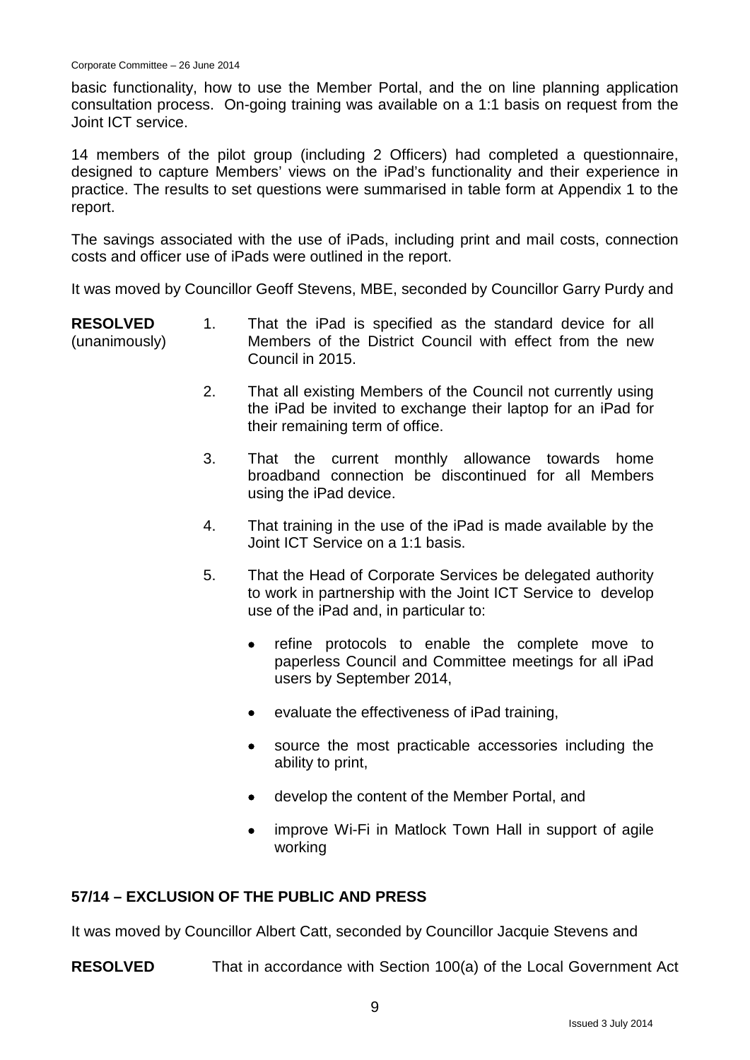basic functionality, how to use the Member Portal, and the on line planning application consultation process. On-going training was available on a 1:1 basis on request from the Joint ICT service.

14 members of the pilot group (including 2 Officers) had completed a questionnaire, designed to capture Members' views on the iPad's functionality and their experience in practice. The results to set questions were summarised in table form at Appendix 1 to the report.

The savings associated with the use of iPads, including print and mail costs, connection costs and officer use of iPads were outlined in the report.

It was moved by Councillor Geoff Stevens, MBE, seconded by Councillor Garry Purdy and

**RESOLVED** (unanimously)

1. That the iPad is specified as the standard device for all Members of the District Council with effect from the new Council in 2015.

2. That all existing Members of the Council not currently using the iPad be invited to exchange their laptop for an iPad for their remaining term of office.

3. That the current monthly allowance towards home broadband connection be discontinued for all Members using the iPad device.

4. That training in the use of the iPad is made available by the Joint ICT Service on a 1:1 basis.

5. That the Head of Corporate Services be delegated authority to work in partnership with the Joint ICT Service to develop use of the iPad and, in particular to:

   - refine protocols to enable the complete move to paperless Council and Committee meetings for all iPad users by September 2014,
   - evaluate the effectiveness of iPad training,
   - source the most practicable accessories including the ability to print,
   - develop the content of the Member Portal, and
   - improve Wi-Fi in Matlock Town Hall in support of agile working

## 57/14 – EXCLUSION OF THE PUBLIC AND PRESS

It was moved by Councillor Albert Catt, seconded by Councillor Jacquie Stevens and

**RESOLVED** That in accordance with Section 100(a) of the Local Government Act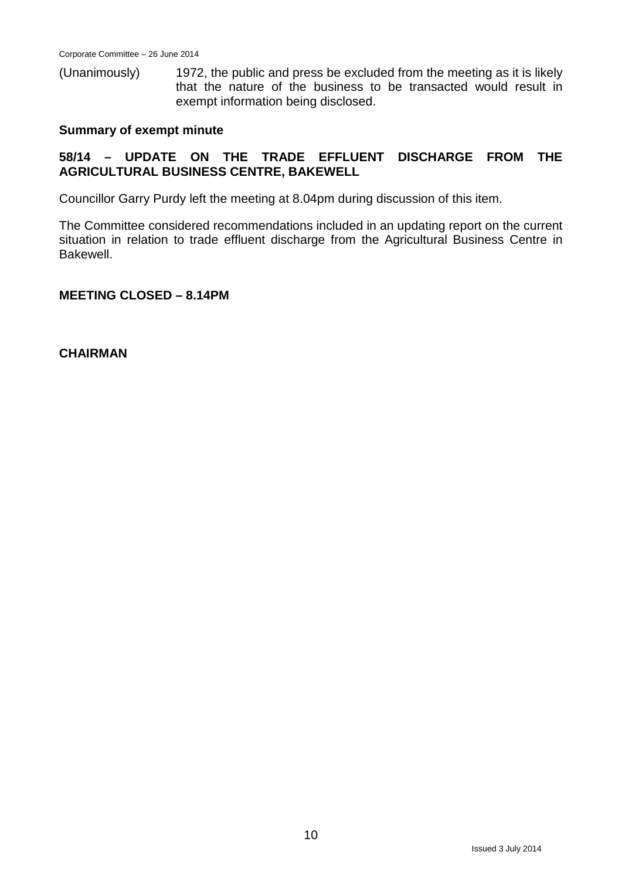(Unanimously) 1972, the public and press be excluded from the meeting as it is likely that the nature of the business to be transacted would result in exempt information being disclosed.

**Summary of exempt minute**

**58/14 – UPDATE ON THE TRADE EFFLUENT DISCHARGE FROM THE AGRICULTURAL BUSINESS CENTRE, BAKEWELL**

Councillor Garry Purdy left the meeting at 8.04pm during discussion of this item.

The Committee considered recommendations included in an updating report on the current situation in relation to trade effluent discharge from the Agricultural Business Centre in Bakewell.

**MEETING CLOSED – 8.14PM**

**CHAIRMAN**